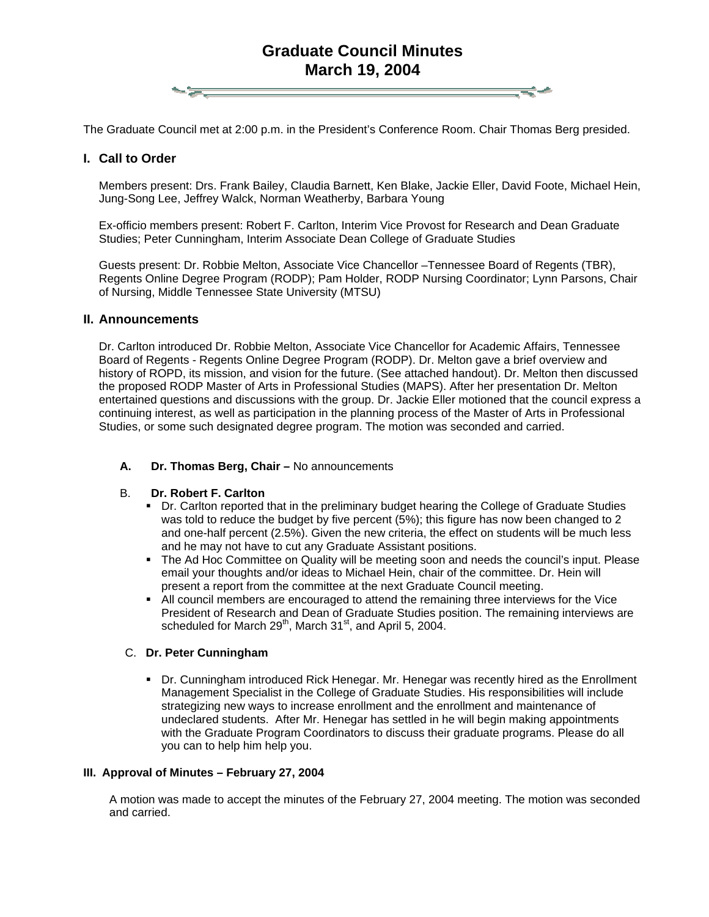# Graduate Council Minutes
# March 19, 2004

The Graduate Council met at 2:00 p.m. in the President's Conference Room. Chair Thomas Berg presided.

## I. Call to Order

Members present: Drs. Frank Bailey, Claudia Barnett, Ken Blake, Jackie Eller, David Foote, Michael Hein, Jung-Song Lee, Jeffrey Walck, Norman Weatherby, Barbara Young

Ex-officio members present: Robert F. Carlton, Interim Vice Provost for Research and Dean Graduate Studies; Peter Cunningham, Interim Associate Dean College of Graduate Studies

Guests present: Dr. Robbie Melton, Associate Vice Chancellor –Tennessee Board of Regents (TBR), Regents Online Degree Program (RODP); Pam Holder, RODP Nursing Coordinator; Lynn Parsons, Chair of Nursing, Middle Tennessee State University (MTSU)

## II. Announcements

Dr. Carlton introduced Dr. Robbie Melton, Associate Vice Chancellor for Academic Affairs, Tennessee Board of Regents - Regents Online Degree Program (RODP). Dr. Melton gave a brief overview and history of ROPD, its mission, and vision for the future. (See attached handout). Dr. Melton then discussed the proposed RODP Master of Arts in Professional Studies (MAPS). After her presentation Dr. Melton entertained questions and discussions with the group. Dr. Jackie Eller motioned that the council express a continuing interest, as well as participation in the planning process of the Master of Arts in Professional Studies, or some such designated degree program. The motion was seconded and carried.

**A. Dr. Thomas Berg, Chair –** No announcements

**B. Dr. Robert F. Carlton**

- Dr. Carlton reported that in the preliminary budget hearing the College of Graduate Studies was told to reduce the budget by five percent (5%); this figure has now been changed to 2 and one-half percent (2.5%). Given the new criteria, the effect on students will be much less and he may not have to cut any Graduate Assistant positions.
- The Ad Hoc Committee on Quality will be meeting soon and needs the council's input. Please email your thoughts and/or ideas to Michael Hein, chair of the committee. Dr. Hein will present a report from the committee at the next Graduate Council meeting.
- All council members are encouraged to attend the remaining three interviews for the Vice President of Research and Dean of Graduate Studies position. The remaining interviews are scheduled for March 29th, March 31st, and April 5, 2004.

**C. Dr. Peter Cunningham**

- Dr. Cunningham introduced Rick Henegar. Mr. Henegar was recently hired as the Enrollment Management Specialist in the College of Graduate Studies. His responsibilities will include strategizing new ways to increase enrollment and the enrollment and maintenance of undeclared students. After Mr. Henegar has settled in he will begin making appointments with the Graduate Program Coordinators to discuss their graduate programs. Please do all you can to help him help you.

### III. Approval of Minutes – February 27, 2004

A motion was made to accept the minutes of the February 27, 2004 meeting. The motion was seconded and carried.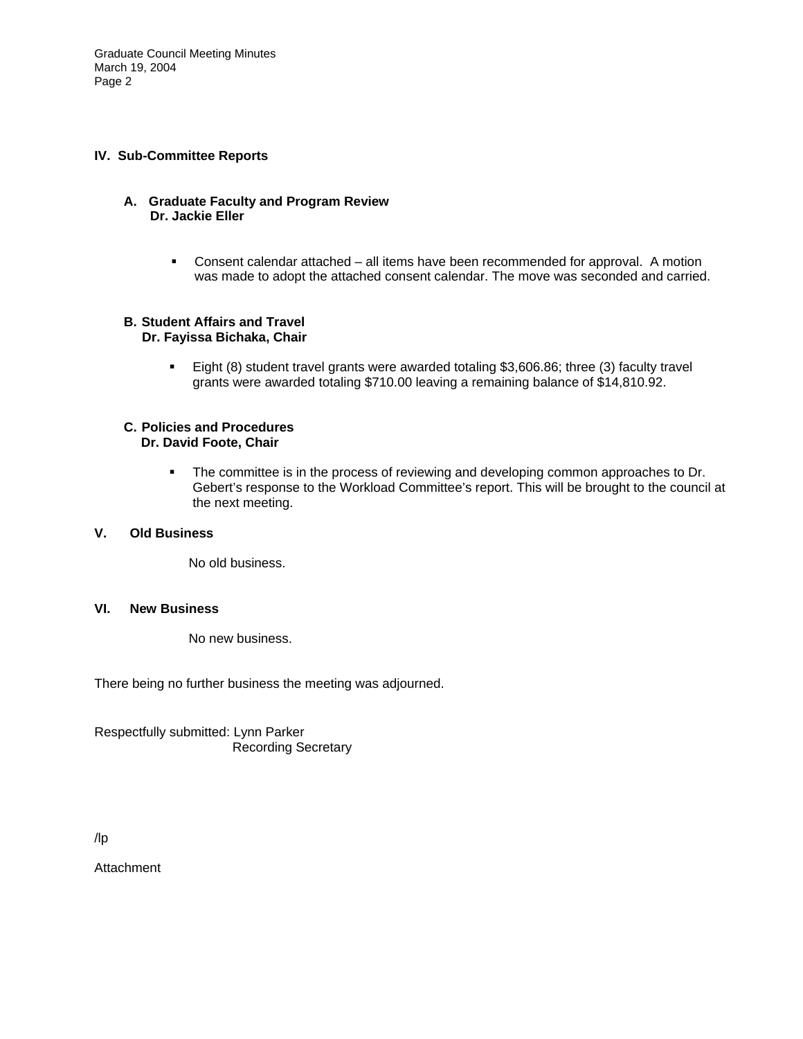## IV. Sub-Committee Reports

### A. Graduate Faculty and Program Review
**Dr. Jackie Eller**

- Consent calendar attached – all items have been recommended for approval. A motion was made to adopt the attached consent calendar. The move was seconded and carried.

### B. Student Affairs and Travel
**Dr. Fayissa Bichaka, Chair**

- Eight (8) student travel grants were awarded totaling $3,606.86; three (3) faculty travel grants were awarded totaling $710.00 leaving a remaining balance of $14,810.92.

### C. Policies and Procedures
**Dr. David Foote, Chair**

- The committee is in the process of reviewing and developing common approaches to Dr. Gebert's response to the Workload Committee's report. This will be brought to the council at the next meeting.

## V. Old Business

No old business.

## VI. New Business

No new business.

There being no further business the meeting was adjourned.

Respectfully submitted: Lynn Parker
Recording Secretary

/lp

Attachment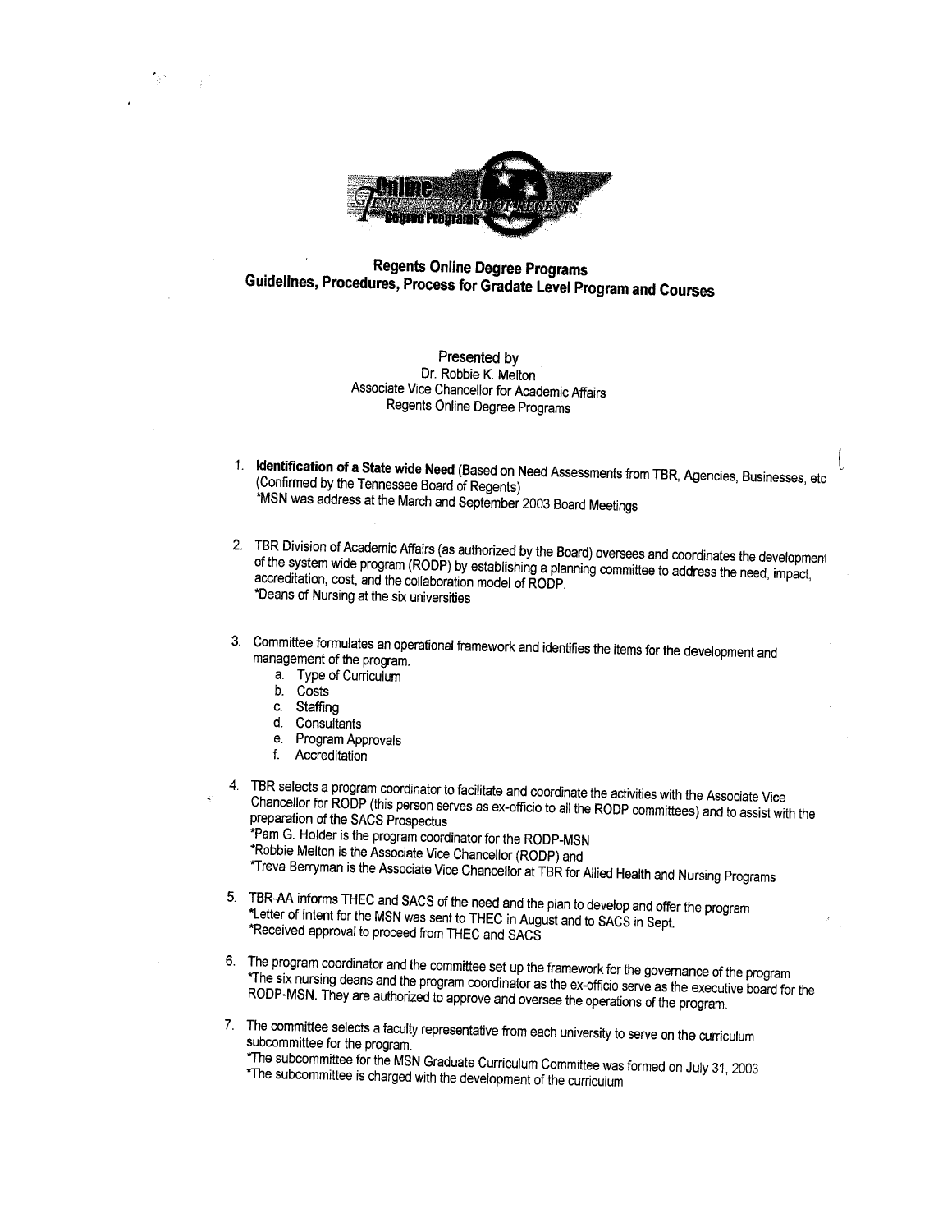# Regents Online Degree Programs
## Guidelines, Procedures, Process for Gradate Level Program and Courses

Presented by
Dr. Robbie K. Melton
Associate Vice Chancellor for Academic Affairs
Regents Online Degree Programs

1. **Identification of a State wide Need** (Based on Need Assessments from TBR, Agencies, Businesses, etc (Confirmed by the Tennessee Board of Regents)
   *MSN was address at the March and September 2003 Board Meetings

2. TBR Division of Academic Affairs (as authorized by the Board) oversees and coordinates the development of the system wide program (RODP) by establishing a planning committee to address the need, impact, accreditation, cost, and the collaboration model of RODP.
   *Deans of Nursing at the six universities

3. Committee formulates an operational framework and identifies the items for the development and management of the program.
   a. Type of Curriculum
   b. Costs
   c. Staffing
   d. Consultants
   e. Program Approvals
   f. Accreditation

4. TBR selects a program coordinator to facilitate and coordinate the activities with the Associate Vice Chancellor for RODP (this person serves as ex-officio to all the RODP committees) and to assist with the preparation of the SACS Prospectus
   *Pam G. Holder is the program coordinator for the RODP-MSN
   *Robbie Melton is the Associate Vice Chancellor (RODP) and
   *Treva Berryman is the Associate Vice Chancellor at TBR for Allied Health and Nursing Programs

5. TBR-AA informs THEC and SACS of the need and the plan to develop and offer the program
   *Letter of Intent for the MSN was sent to THEC in August and to SACS in Sept.
   *Received approval to proceed from THEC and SACS

6. The program coordinator and the committee set up the framework for the governance of the program
   *The six nursing deans and the program coordinator as the ex-officio serve as the executive board for the RODP-MSN. They are authorized to approve and oversee the operations of the program.

7. The committee selects a faculty representative from each university to serve on the curriculum subcommittee for the program.
   *The subcommittee for the MSN Graduate Curriculum Committee was formed on July 31, 2003
   *The subcommittee is charged with the development of the curriculum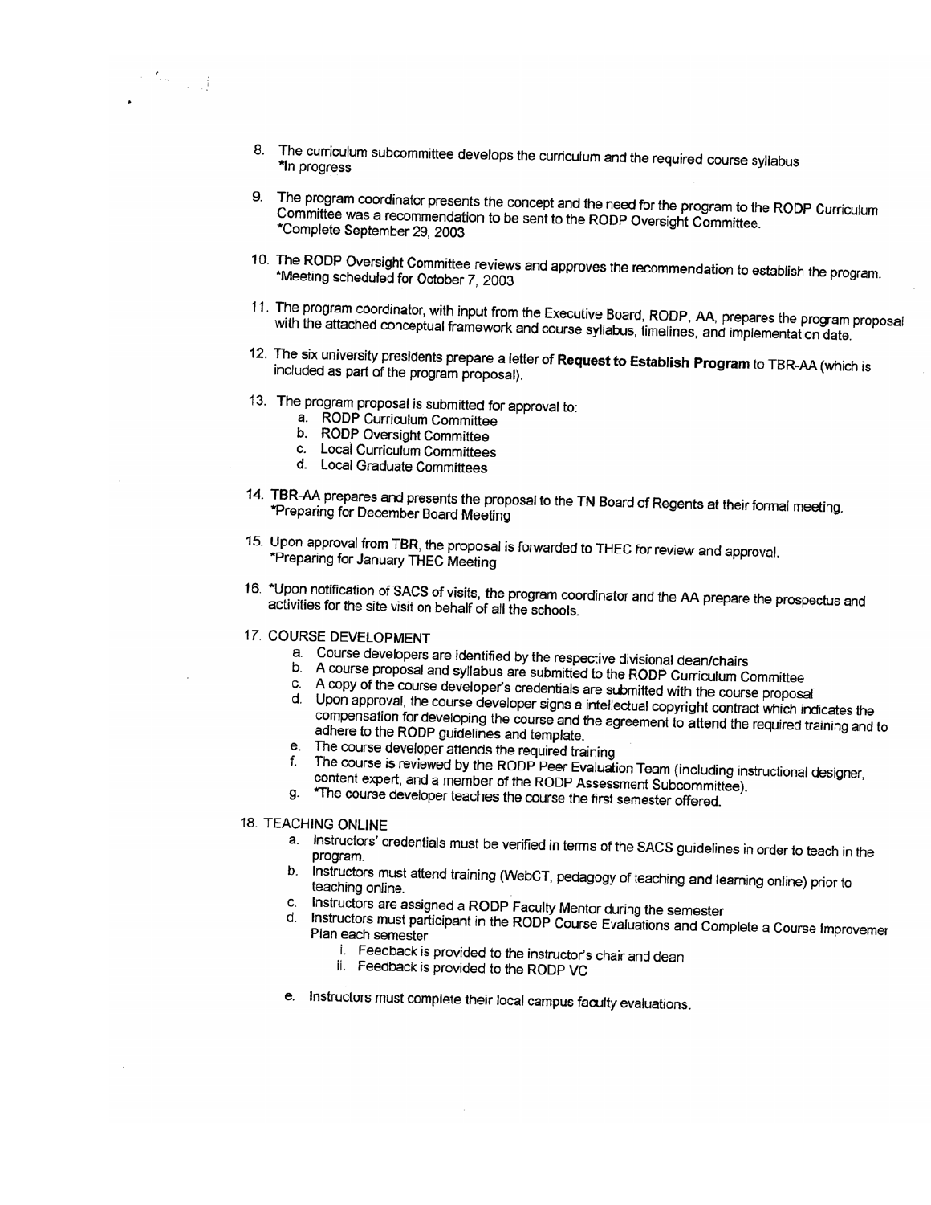8. The curriculum subcommittee develops the curriculum and the required course syllabus
   *In progress

9. The program coordinator presents the concept and the need for the program to the RODP Curriculum Committee was a recommendation to be sent to the RODP Oversight Committee.
   *Complete September 29, 2003

10. The RODP Oversight Committee reviews and approves the recommendation to establish the program.
    *Meeting scheduled for October 7, 2003

11. The program coordinator, with input from the Executive Board, RODP, AA, prepares the program proposal with the attached conceptual framework and course syllabus, timelines, and implementation date.

12. The six university presidents prepare a letter of **Request to Establish Program** to TBR-AA (which is included as part of the program proposal).

13. The program proposal is submitted for approval to:
    a. RODP Curriculum Committee
    b. RODP Oversight Committee
    c. Local Curriculum Committees
    d. Local Graduate Committees

14. TBR-AA prepares and presents the proposal to the TN Board of Regents at their formal meeting.
    *Preparing for December Board Meeting

15. Upon approval from TBR, the proposal is forwarded to THEC for review and approval.
    *Preparing for January THEC Meeting

16. *Upon notification of SACS of visits, the program coordinator and the AA prepare the prospectus and activities for the site visit on behalf of all the schools.

17. COURSE DEVELOPMENT
    a. Course developers are identified by the respective divisional dean/chairs
    b. A course proposal and syllabus are submitted to the RODP Curriculum Committee
    c. A copy of the course developer's credentials are submitted with the course proposal
    d. Upon approval, the course developer signs a intellectual copyright contract which indicates the compensation for developing the course and the agreement to attend the required training and to adhere to the RODP guidelines and template.
    e. The course developer attends the required training
    f. The course is reviewed by the RODP Peer Evaluation Team (including instructional designer, content expert, and a member of the RODP Assessment Subcommittee).
    g. *The course developer teaches the course the first semester offered.

18. TEACHING ONLINE
    a. Instructors' credentials must be verified in terms of the SACS guidelines in order to teach in the program.
    b. Instructors must attend training (WebCT, pedagogy of teaching and learning online) prior to teaching online.
    c. Instructors are assigned a RODP Faculty Mentor during the semester
    d. Instructors must participant in the RODP Course Evaluations and Complete a Course Improvemer Plan each semester
       i. Feedback is provided to the instructor's chair and dean
       ii. Feedback is provided to the RODP VC
    e. Instructors must complete their local campus faculty evaluations.